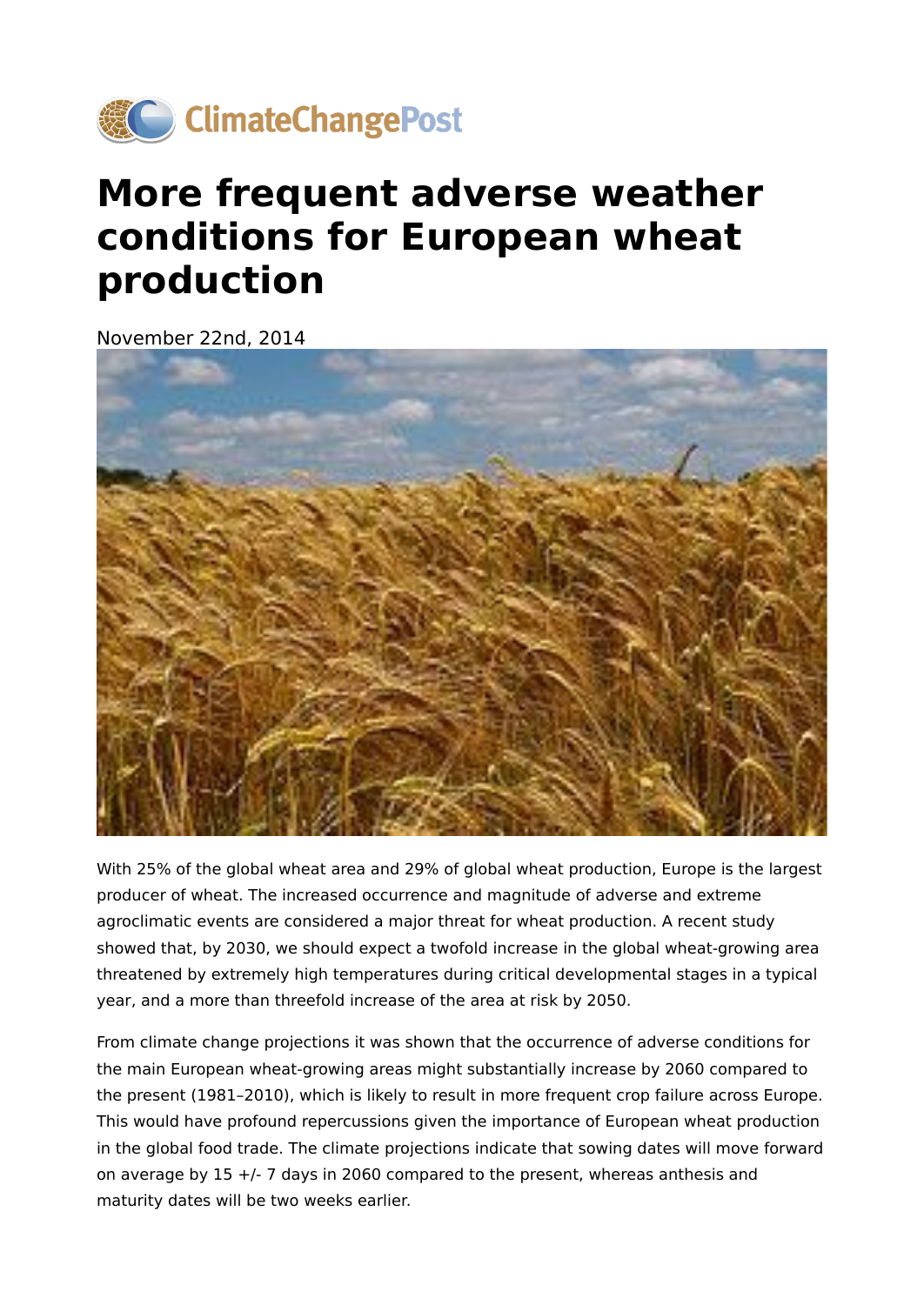ClimateChangePost

# More frequent adverse weather conditions for European wheat production

November 22nd, 2014

With 25% of the global wheat area and 29% of global wheat production, Europe is the largest producer of wheat. The increased occurrence and magnitude of adverse and extreme agroclimatic events are considered a major threat for wheat production. A recent study showed that, by 2030, we should expect a twofold increase in the global wheat-growing area threatened by extremely high temperatures during critical developmental stages in a typical year, and a more than threefold increase of the area at risk by 2050.

From climate change projections it was shown that the occurrence of adverse conditions for the main European wheat-growing areas might substantially increase by 2060 compared to the present (1981–2010), which is likely to result in more frequent crop failure across Europe. This would have profound repercussions given the importance of European wheat production in the global food trade. The climate projections indicate that sowing dates will move forward on average by 15 +/- 7 days in 2060 compared to the present, whereas anthesis and maturity dates will be two weeks earlier.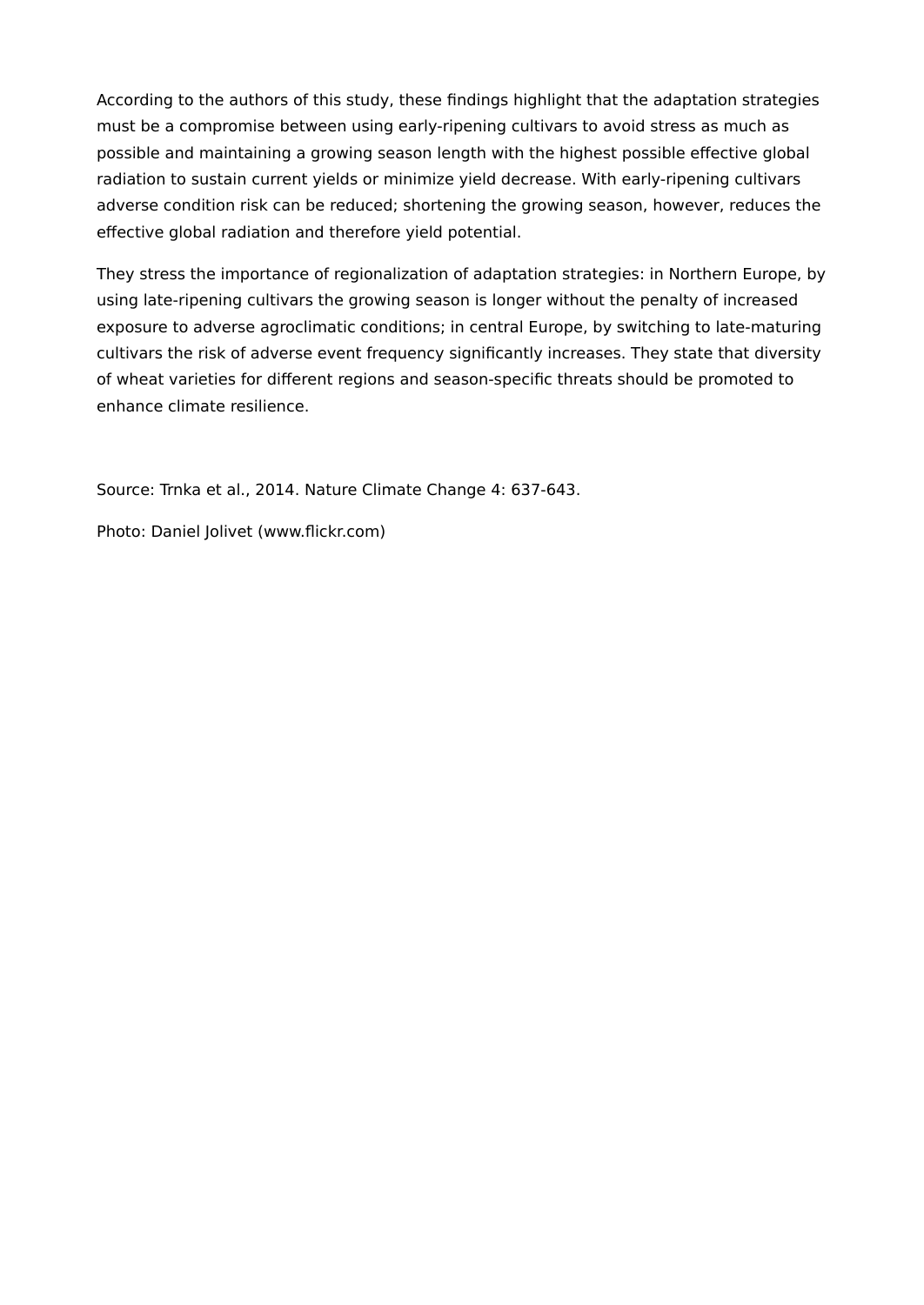According to the authors of this study, these findings highlight that the adaptation strategies must be a compromise between using early-ripening cultivars to avoid stress as much as possible and maintaining a growing season length with the highest possible effective global radiation to sustain current yields or minimize yield decrease. With early-ripening cultivars adverse condition risk can be reduced; shortening the growing season, however, reduces the effective global radiation and therefore yield potential.

They stress the importance of regionalization of adaptation strategies: in Northern Europe, by using late-ripening cultivars the growing season is longer without the penalty of increased exposure to adverse agroclimatic conditions; in central Europe, by switching to late-maturing cultivars the risk of adverse event frequency significantly increases. They state that diversity of wheat varieties for different regions and season-specific threats should be promoted to enhance climate resilience.

Source: Trnka et al., 2014. Nature Climate Change 4: 637-643.

Photo: Daniel Jolivet (www.flickr.com)